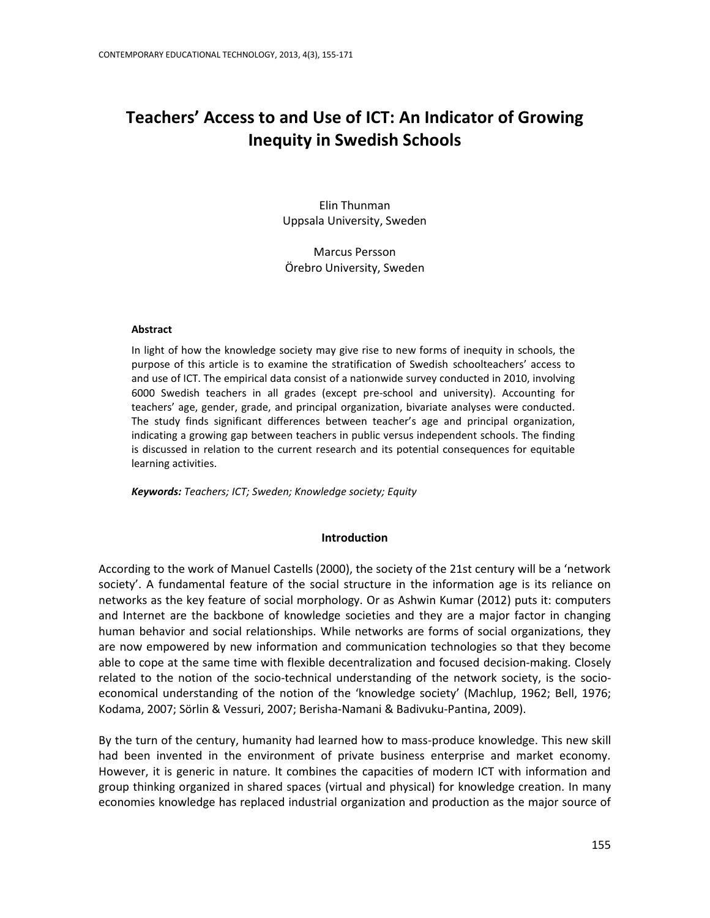# Teachers' Access to and Use of ICT: An Indicator of Growing Inequity in Swedish Schools

Elin Thunman
Uppsala University, Sweden

Marcus Persson
Örebro University, Sweden

### Abstract

In light of how the knowledge society may give rise to new forms of inequity in schools, the purpose of this article is to examine the stratification of Swedish schoolteachers' access to and use of ICT. The empirical data consist of a nationwide survey conducted in 2010, involving 6000 Swedish teachers in all grades (except pre-school and university). Accounting for teachers' age, gender, grade, and principal organization, bivariate analyses were conducted. The study finds significant differences between teacher's age and principal organization, indicating a growing gap between teachers in public versus independent schools. The finding is discussed in relation to the current research and its potential consequences for equitable learning activities.

***Keywords:*** *Teachers; ICT; Sweden; Knowledge society; Equity*

## Introduction

According to the work of Manuel Castells (2000), the society of the 21st century will be a 'network society'. A fundamental feature of the social structure in the information age is its reliance on networks as the key feature of social morphology. Or as Ashwin Kumar (2012) puts it: computers and Internet are the backbone of knowledge societies and they are a major factor in changing human behavior and social relationships. While networks are forms of social organizations, they are now empowered by new information and communication technologies so that they become able to cope at the same time with flexible decentralization and focused decision-making. Closely related to the notion of the socio-technical understanding of the network society, is the socio-economical understanding of the notion of the 'knowledge society' (Machlup, 1962; Bell, 1976; Kodama, 2007; Sörlin & Vessuri, 2007; Berisha-Namani & Badivuku-Pantina, 2009).

By the turn of the century, humanity had learned how to mass-produce knowledge. This new skill had been invented in the environment of private business enterprise and market economy. However, it is generic in nature. It combines the capacities of modern ICT with information and group thinking organized in shared spaces (virtual and physical) for knowledge creation. In many economies knowledge has replaced industrial organization and production as the major source of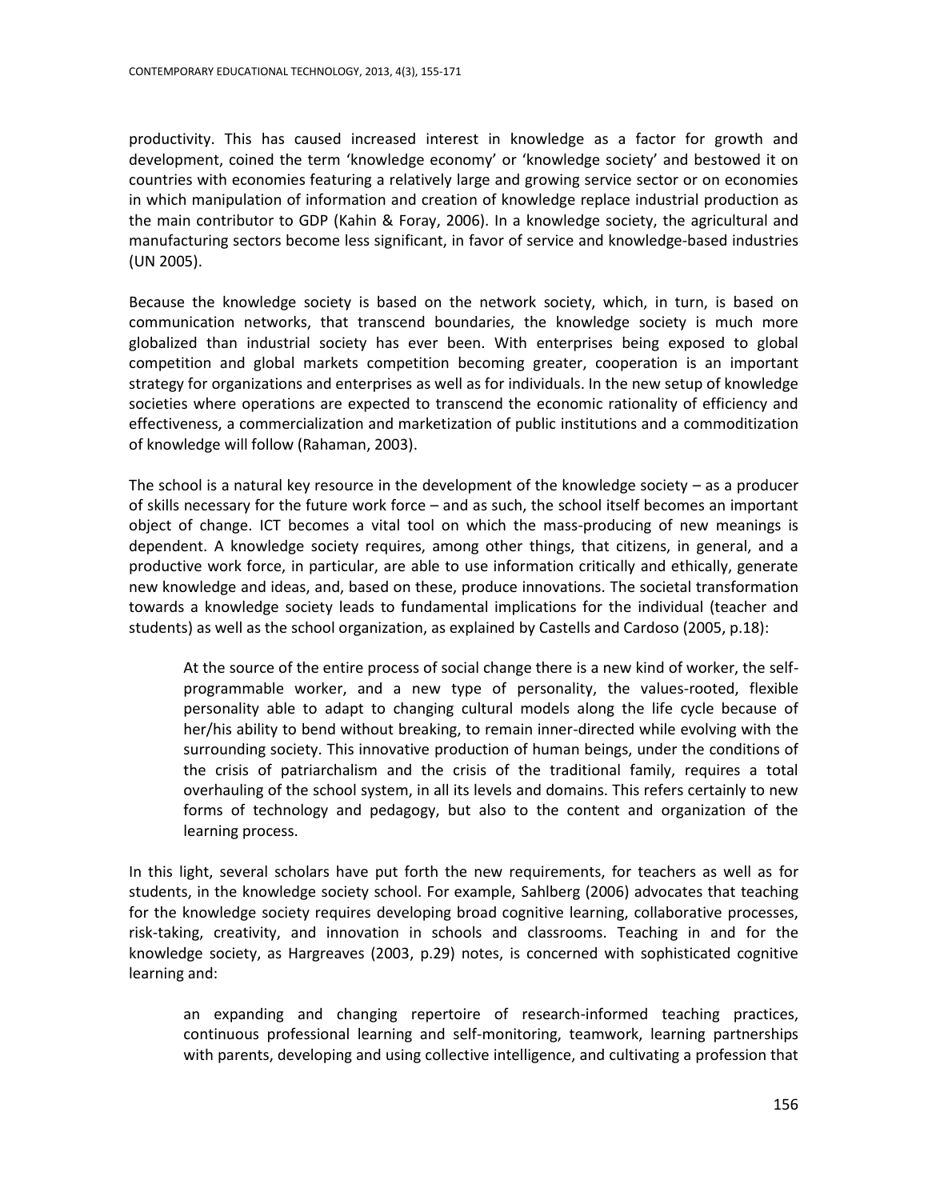productivity. This has caused increased interest in knowledge as a factor for growth and development, coined the term 'knowledge economy' or 'knowledge society' and bestowed it on countries with economies featuring a relatively large and growing service sector or on economies in which manipulation of information and creation of knowledge replace industrial production as the main contributor to GDP (Kahin & Foray, 2006). In a knowledge society, the agricultural and manufacturing sectors become less significant, in favor of service and knowledge-based industries (UN 2005).

Because the knowledge society is based on the network society, which, in turn, is based on communication networks, that transcend boundaries, the knowledge society is much more globalized than industrial society has ever been. With enterprises being exposed to global competition and global markets competition becoming greater, cooperation is an important strategy for organizations and enterprises as well as for individuals. In the new setup of knowledge societies where operations are expected to transcend the economic rationality of efficiency and effectiveness, a commercialization and marketization of public institutions and a commoditization of knowledge will follow (Rahaman, 2003).

The school is a natural key resource in the development of the knowledge society – as a producer of skills necessary for the future work force – and as such, the school itself becomes an important object of change. ICT becomes a vital tool on which the mass-producing of new meanings is dependent. A knowledge society requires, among other things, that citizens, in general, and a productive work force, in particular, are able to use information critically and ethically, generate new knowledge and ideas, and, based on these, produce innovations. The societal transformation towards a knowledge society leads to fundamental implications for the individual (teacher and students) as well as the school organization, as explained by Castells and Cardoso (2005, p.18):

> At the source of the entire process of social change there is a new kind of worker, the self-programmable worker, and a new type of personality, the values-rooted, flexible personality able to adapt to changing cultural models along the life cycle because of her/his ability to bend without breaking, to remain inner-directed while evolving with the surrounding society. This innovative production of human beings, under the conditions of the crisis of patriarchalism and the crisis of the traditional family, requires a total overhauling of the school system, in all its levels and domains. This refers certainly to new forms of technology and pedagogy, but also to the content and organization of the learning process.

In this light, several scholars have put forth the new requirements, for teachers as well as for students, in the knowledge society school. For example, Sahlberg (2006) advocates that teaching for the knowledge society requires developing broad cognitive learning, collaborative processes, risk-taking, creativity, and innovation in schools and classrooms. Teaching in and for the knowledge society, as Hargreaves (2003, p.29) notes, is concerned with sophisticated cognitive learning and:

> an expanding and changing repertoire of research-informed teaching practices, continuous professional learning and self-monitoring, teamwork, learning partnerships with parents, developing and using collective intelligence, and cultivating a profession that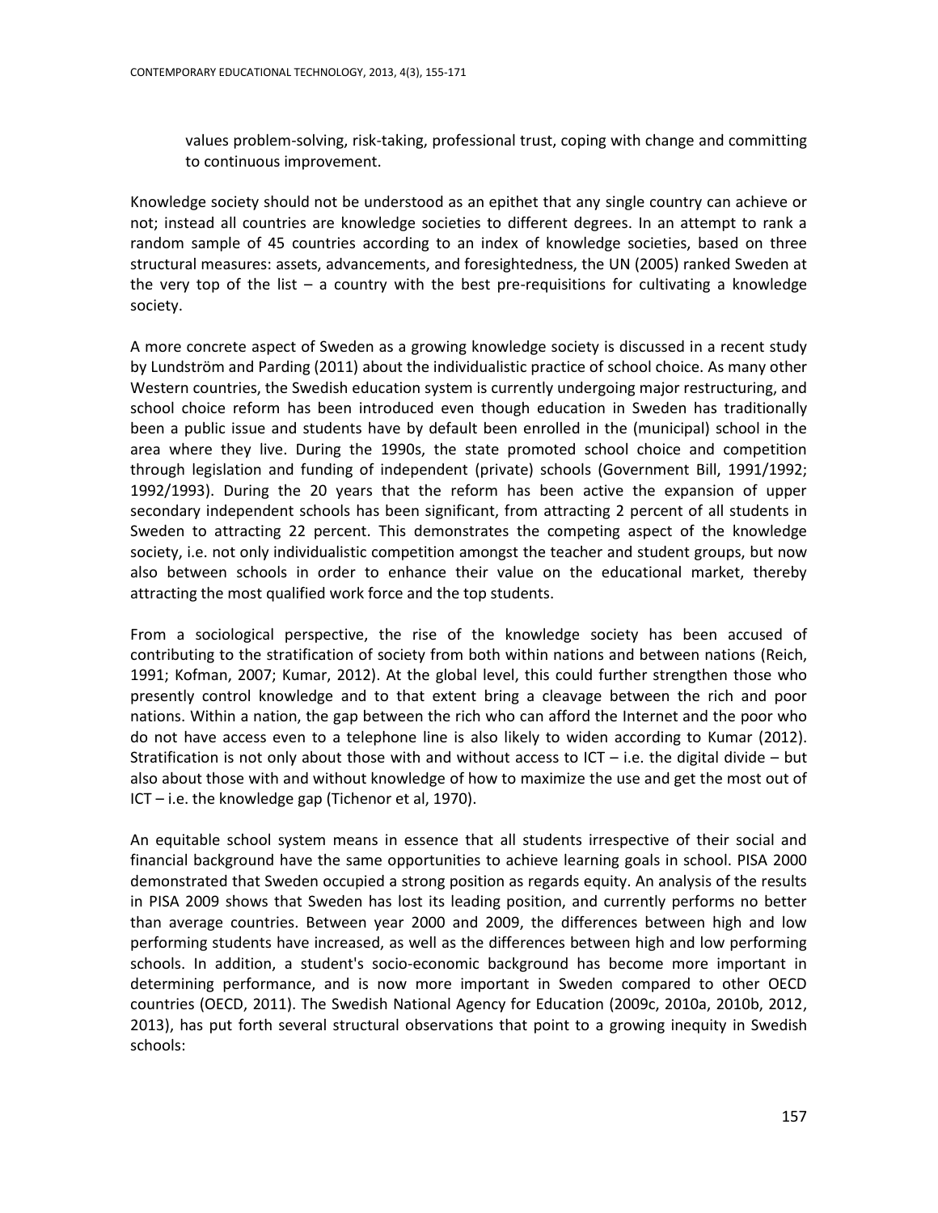> values problem-solving, risk-taking, professional trust, coping with change and committing to continuous improvement.

Knowledge society should not be understood as an epithet that any single country can achieve or not; instead all countries are knowledge societies to different degrees. In an attempt to rank a random sample of 45 countries according to an index of knowledge societies, based on three structural measures: assets, advancements, and foresightedness, the UN (2005) ranked Sweden at the very top of the list – a country with the best pre-requisitions for cultivating a knowledge society.

A more concrete aspect of Sweden as a growing knowledge society is discussed in a recent study by Lundström and Parding (2011) about the individualistic practice of school choice. As many other Western countries, the Swedish education system is currently undergoing major restructuring, and school choice reform has been introduced even though education in Sweden has traditionally been a public issue and students have by default been enrolled in the (municipal) school in the area where they live. During the 1990s, the state promoted school choice and competition through legislation and funding of independent (private) schools (Government Bill, 1991/1992; 1992/1993). During the 20 years that the reform has been active the expansion of upper secondary independent schools has been significant, from attracting 2 percent of all students in Sweden to attracting 22 percent. This demonstrates the competing aspect of the knowledge society, i.e. not only individualistic competition amongst the teacher and student groups, but now also between schools in order to enhance their value on the educational market, thereby attracting the most qualified work force and the top students.

From a sociological perspective, the rise of the knowledge society has been accused of contributing to the stratification of society from both within nations and between nations (Reich, 1991; Kofman, 2007; Kumar, 2012). At the global level, this could further strengthen those who presently control knowledge and to that extent bring a cleavage between the rich and poor nations. Within a nation, the gap between the rich who can afford the Internet and the poor who do not have access even to a telephone line is also likely to widen according to Kumar (2012). Stratification is not only about those with and without access to ICT – i.e. the digital divide – but also about those with and without knowledge of how to maximize the use and get the most out of ICT – i.e. the knowledge gap (Tichenor et al, 1970).

An equitable school system means in essence that all students irrespective of their social and financial background have the same opportunities to achieve learning goals in school. PISA 2000 demonstrated that Sweden occupied a strong position as regards equity. An analysis of the results in PISA 2009 shows that Sweden has lost its leading position, and currently performs no better than average countries. Between year 2000 and 2009, the differences between high and low performing students have increased, as well as the differences between high and low performing schools. In addition, a student's socio-economic background has become more important in determining performance, and is now more important in Sweden compared to other OECD countries (OECD, 2011). The Swedish National Agency for Education (2009c, 2010a, 2010b, 2012, 2013), has put forth several structural observations that point to a growing inequity in Swedish schools: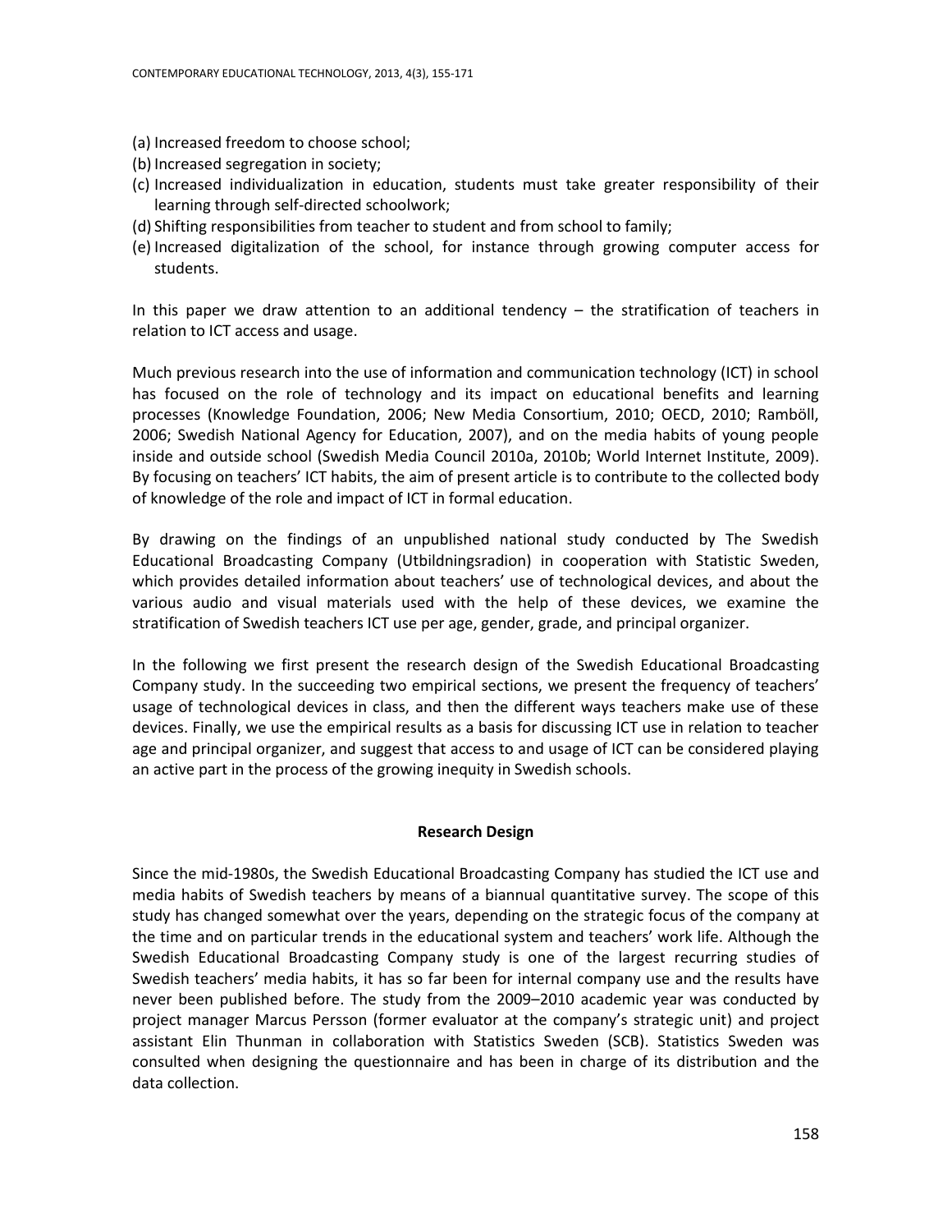(a) Increased freedom to choose school;
(b) Increased segregation in society;
(c) Increased individualization in education, students must take greater responsibility of their learning through self-directed schoolwork;
(d) Shifting responsibilities from teacher to student and from school to family;
(e) Increased digitalization of the school, for instance through growing computer access for students.

In this paper we draw attention to an additional tendency – the stratification of teachers in relation to ICT access and usage.

Much previous research into the use of information and communication technology (ICT) in school has focused on the role of technology and its impact on educational benefits and learning processes (Knowledge Foundation, 2006; New Media Consortium, 2010; OECD, 2010; Ramböll, 2006; Swedish National Agency for Education, 2007), and on the media habits of young people inside and outside school (Swedish Media Council 2010a, 2010b; World Internet Institute, 2009). By focusing on teachers' ICT habits, the aim of present article is to contribute to the collected body of knowledge of the role and impact of ICT in formal education.

By drawing on the findings of an unpublished national study conducted by The Swedish Educational Broadcasting Company (Utbildningsradion) in cooperation with Statistic Sweden, which provides detailed information about teachers' use of technological devices, and about the various audio and visual materials used with the help of these devices, we examine the stratification of Swedish teachers ICT use per age, gender, grade, and principal organizer.

In the following we first present the research design of the Swedish Educational Broadcasting Company study. In the succeeding two empirical sections, we present the frequency of teachers' usage of technological devices in class, and then the different ways teachers make use of these devices. Finally, we use the empirical results as a basis for discussing ICT use in relation to teacher age and principal organizer, and suggest that access to and usage of ICT can be considered playing an active part in the process of the growing inequity in Swedish schools.

## Research Design

Since the mid-1980s, the Swedish Educational Broadcasting Company has studied the ICT use and media habits of Swedish teachers by means of a biannual quantitative survey. The scope of this study has changed somewhat over the years, depending on the strategic focus of the company at the time and on particular trends in the educational system and teachers' work life. Although the Swedish Educational Broadcasting Company study is one of the largest recurring studies of Swedish teachers' media habits, it has so far been for internal company use and the results have never been published before. The study from the 2009–2010 academic year was conducted by project manager Marcus Persson (former evaluator at the company's strategic unit) and project assistant Elin Thunman in collaboration with Statistics Sweden (SCB). Statistics Sweden was consulted when designing the questionnaire and has been in charge of its distribution and the data collection.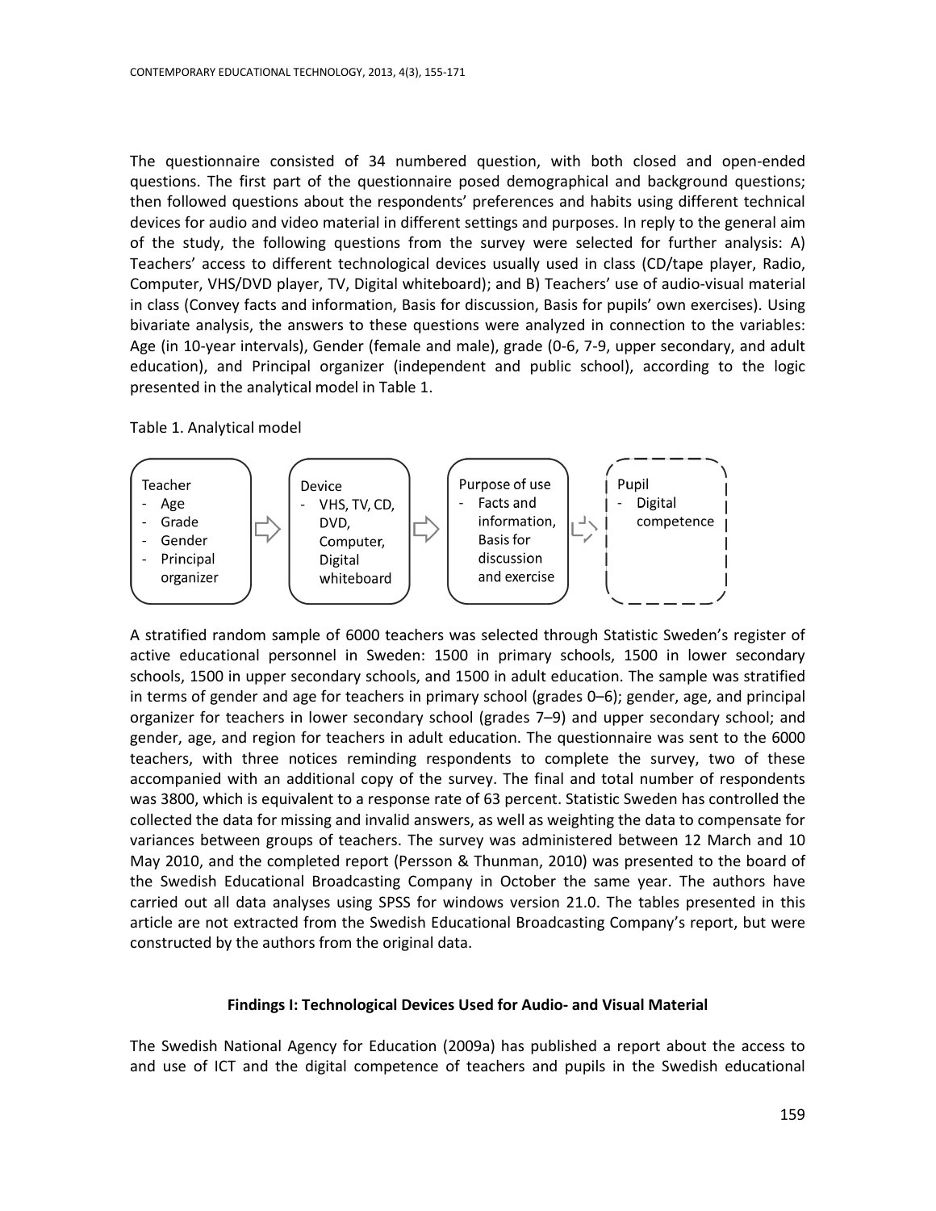The questionnaire consisted of 34 numbered question, with both closed and open-ended questions. The first part of the questionnaire posed demographical and background questions; then followed questions about the respondents' preferences and habits using different technical devices for audio and video material in different settings and purposes. In reply to the general aim of the study, the following questions from the survey were selected for further analysis: A) Teachers' access to different technological devices usually used in class (CD/tape player, Radio, Computer, VHS/DVD player, TV, Digital whiteboard); and B) Teachers' use of audio-visual material in class (Convey facts and information, Basis for discussion, Basis for pupils' own exercises). Using bivariate analysis, the answers to these questions were analyzed in connection to the variables: Age (in 10-year intervals), Gender (female and male), grade (0-6, 7-9, upper secondary, and adult education), and Principal organizer (independent and public school), according to the logic presented in the analytical model in Table 1.

Table 1. Analytical model

| Teacher | → | Device | → | Purpose of use | → | Pupil |
|---|---|---|---|---|---|---|
| - Age<br>- Grade<br>- Gender<br>- Principal organizer | | - VHS, TV, CD, DVD, Computer, Digital whiteboard | | - Facts and information, Basis for discussion and exercise | | - Digital competence |

A stratified random sample of 6000 teachers was selected through Statistic Sweden's register of active educational personnel in Sweden: 1500 in primary schools, 1500 in lower secondary schools, 1500 in upper secondary schools, and 1500 in adult education. The sample was stratified in terms of gender and age for teachers in primary school (grades 0–6); gender, age, and principal organizer for teachers in lower secondary school (grades 7–9) and upper secondary school; and gender, age, and region for teachers in adult education. The questionnaire was sent to the 6000 teachers, with three notices reminding respondents to complete the survey, two of these accompanied with an additional copy of the survey. The final and total number of respondents was 3800, which is equivalent to a response rate of 63 percent. Statistic Sweden has controlled the collected the data for missing and invalid answers, as well as weighting the data to compensate for variances between groups of teachers. The survey was administered between 12 March and 10 May 2010, and the completed report (Persson & Thunman, 2010) was presented to the board of the Swedish Educational Broadcasting Company in October the same year. The authors have carried out all data analyses using SPSS for windows version 21.0. The tables presented in this article are not extracted from the Swedish Educational Broadcasting Company's report, but were constructed by the authors from the original data.

## Findings I: Technological Devices Used for Audio- and Visual Material

The Swedish National Agency for Education (2009a) has published a report about the access to and use of ICT and the digital competence of teachers and pupils in the Swedish educational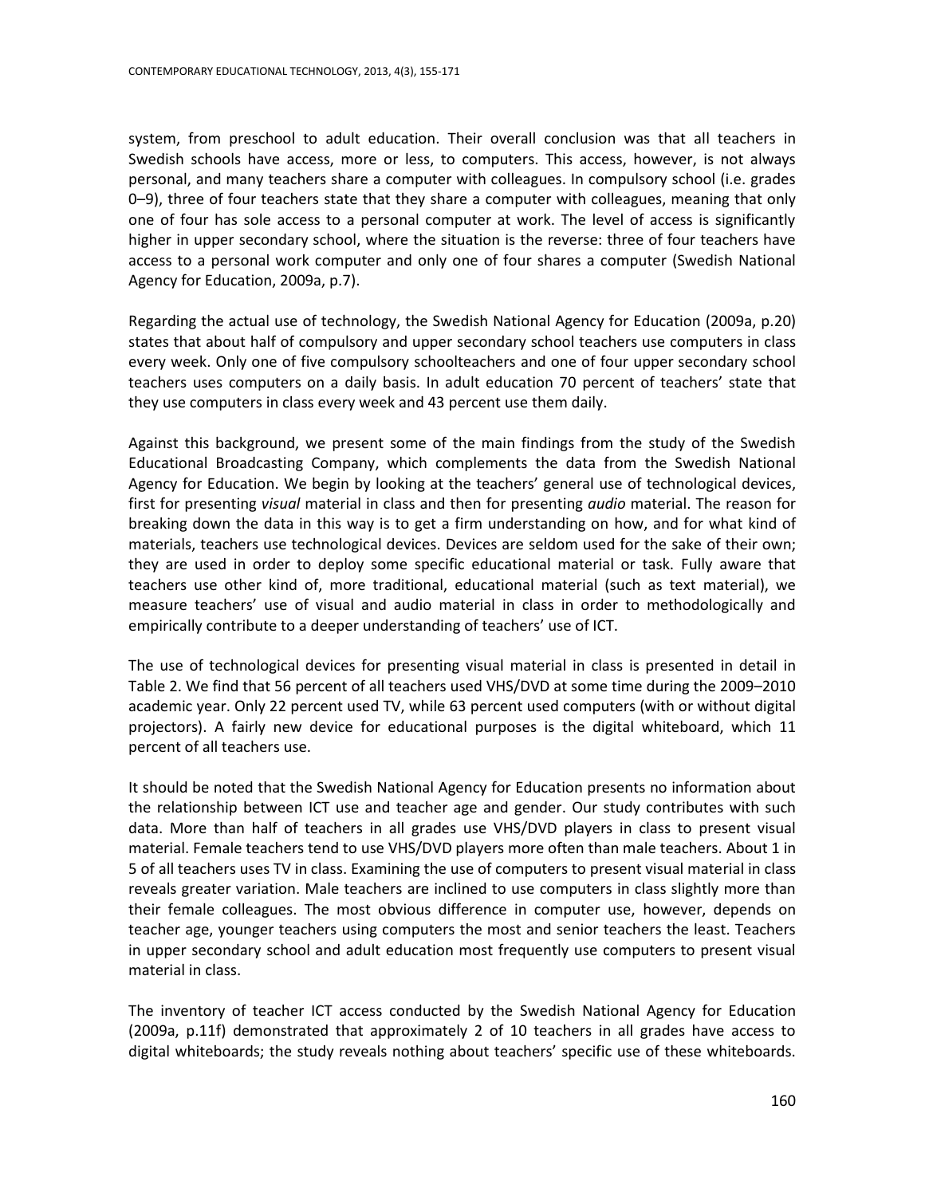system, from preschool to adult education. Their overall conclusion was that all teachers in Swedish schools have access, more or less, to computers. This access, however, is not always personal, and many teachers share a computer with colleagues. In compulsory school (i.e. grades 0–9), three of four teachers state that they share a computer with colleagues, meaning that only one of four has sole access to a personal computer at work. The level of access is significantly higher in upper secondary school, where the situation is the reverse: three of four teachers have access to a personal work computer and only one of four shares a computer (Swedish National Agency for Education, 2009a, p.7).

Regarding the actual use of technology, the Swedish National Agency for Education (2009a, p.20) states that about half of compulsory and upper secondary school teachers use computers in class every week. Only one of five compulsory schoolteachers and one of four upper secondary school teachers uses computers on a daily basis. In adult education 70 percent of teachers' state that they use computers in class every week and 43 percent use them daily.

Against this background, we present some of the main findings from the study of the Swedish Educational Broadcasting Company, which complements the data from the Swedish National Agency for Education. We begin by looking at the teachers' general use of technological devices, first for presenting *visual* material in class and then for presenting *audio* material. The reason for breaking down the data in this way is to get a firm understanding on how, and for what kind of materials, teachers use technological devices. Devices are seldom used for the sake of their own; they are used in order to deploy some specific educational material or task. Fully aware that teachers use other kind of, more traditional, educational material (such as text material), we measure teachers' use of visual and audio material in class in order to methodologically and empirically contribute to a deeper understanding of teachers' use of ICT.

The use of technological devices for presenting visual material in class is presented in detail in Table 2. We find that 56 percent of all teachers used VHS/DVD at some time during the 2009–2010 academic year. Only 22 percent used TV, while 63 percent used computers (with or without digital projectors). A fairly new device for educational purposes is the digital whiteboard, which 11 percent of all teachers use.

It should be noted that the Swedish National Agency for Education presents no information about the relationship between ICT use and teacher age and gender. Our study contributes with such data. More than half of teachers in all grades use VHS/DVD players in class to present visual material. Female teachers tend to use VHS/DVD players more often than male teachers. About 1 in 5 of all teachers uses TV in class. Examining the use of computers to present visual material in class reveals greater variation. Male teachers are inclined to use computers in class slightly more than their female colleagues. The most obvious difference in computer use, however, depends on teacher age, younger teachers using computers the most and senior teachers the least. Teachers in upper secondary school and adult education most frequently use computers to present visual material in class.

The inventory of teacher ICT access conducted by the Swedish National Agency for Education (2009a, p.11f) demonstrated that approximately 2 of 10 teachers in all grades have access to digital whiteboards; the study reveals nothing about teachers' specific use of these whiteboards.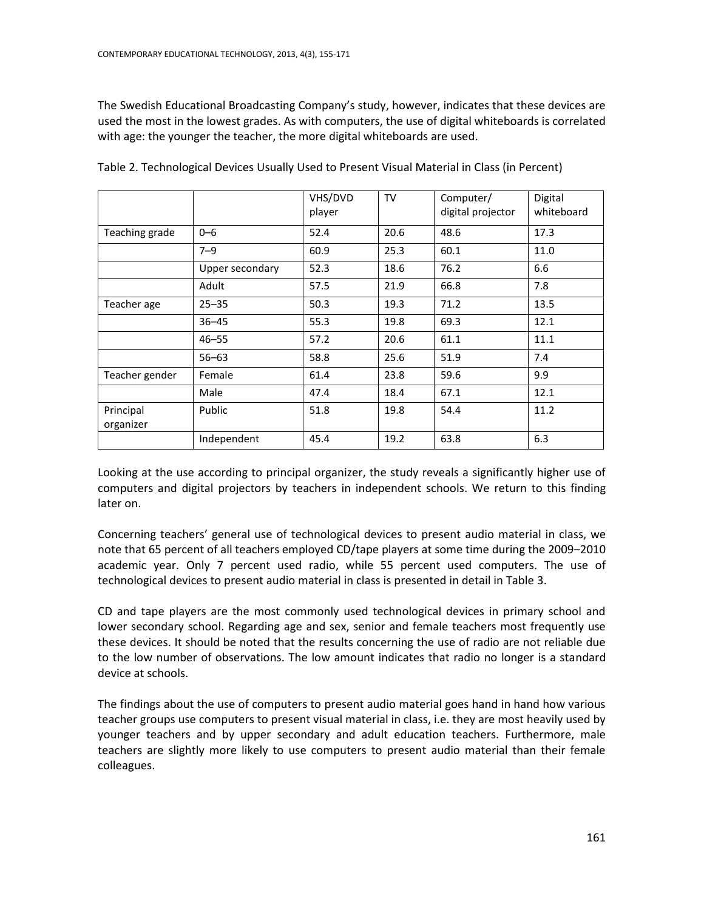The Swedish Educational Broadcasting Company's study, however, indicates that these devices are used the most in the lowest grades. As with computers, the use of digital whiteboards is correlated with age: the younger the teacher, the more digital whiteboards are used.

Table 2. Technological Devices Usually Used to Present Visual Material in Class (in Percent)

| | | VHS/DVD player | TV | Computer/ digital projector | Digital whiteboard |
|---|---|---|---|---|---|
| Teaching grade | 0–6 | 52.4 | 20.6 | 48.6 | 17.3 |
| | 7–9 | 60.9 | 25.3 | 60.1 | 11.0 |
| | Upper secondary | 52.3 | 18.6 | 76.2 | 6.6 |
| | Adult | 57.5 | 21.9 | 66.8 | 7.8 |
| Teacher age | 25–35 | 50.3 | 19.3 | 71.2 | 13.5 |
| | 36–45 | 55.3 | 19.8 | 69.3 | 12.1 |
| | 46–55 | 57.2 | 20.6 | 61.1 | 11.1 |
| | 56–63 | 58.8 | 25.6 | 51.9 | 7.4 |
| Teacher gender | Female | 61.4 | 23.8 | 59.6 | 9.9 |
| | Male | 47.4 | 18.4 | 67.1 | 12.1 |
| Principal organizer | Public | 51.8 | 19.8 | 54.4 | 11.2 |
| | Independent | 45.4 | 19.2 | 63.8 | 6.3 |

Looking at the use according to principal organizer, the study reveals a significantly higher use of computers and digital projectors by teachers in independent schools. We return to this finding later on.

Concerning teachers' general use of technological devices to present audio material in class, we note that 65 percent of all teachers employed CD/tape players at some time during the 2009–2010 academic year. Only 7 percent used radio, while 55 percent used computers. The use of technological devices to present audio material in class is presented in detail in Table 3.

CD and tape players are the most commonly used technological devices in primary school and lower secondary school. Regarding age and sex, senior and female teachers most frequently use these devices. It should be noted that the results concerning the use of radio are not reliable due to the low number of observations. The low amount indicates that radio no longer is a standard device at schools.

The findings about the use of computers to present audio material goes hand in hand how various teacher groups use computers to present visual material in class, i.e. they are most heavily used by younger teachers and by upper secondary and adult education teachers. Furthermore, male teachers are slightly more likely to use computers to present audio material than their female colleagues.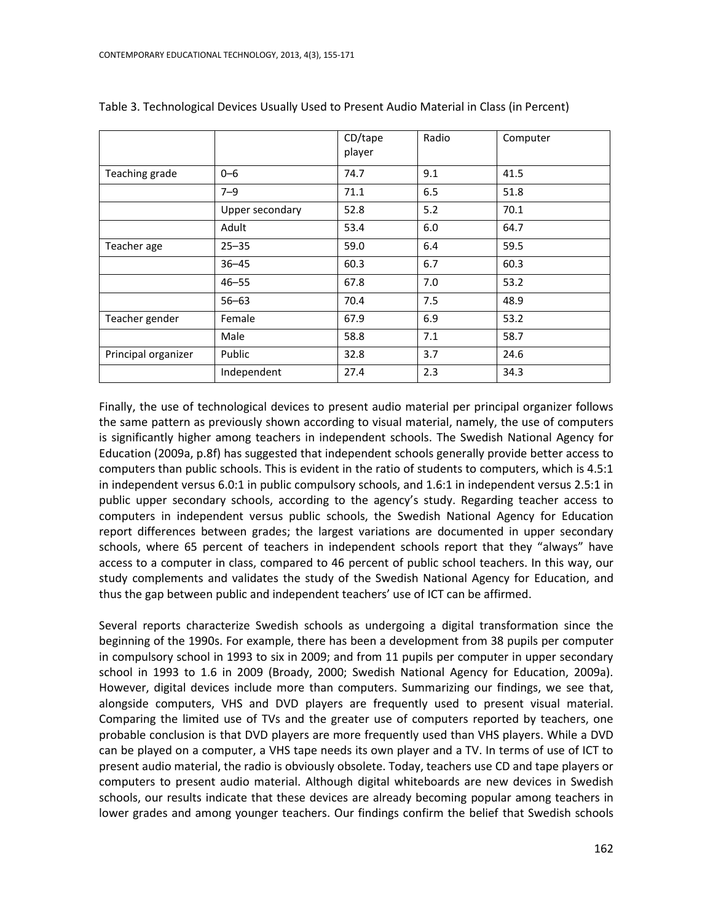Table 3. Technological Devices Usually Used to Present Audio Material in Class (in Percent)

| | | CD/tape player | Radio | Computer |
|---|---|---|---|---|
| Teaching grade | 0–6 | 74.7 | 9.1 | 41.5 |
| | 7–9 | 71.1 | 6.5 | 51.8 |
| | Upper secondary | 52.8 | 5.2 | 70.1 |
| | Adult | 53.4 | 6.0 | 64.7 |
| Teacher age | 25–35 | 59.0 | 6.4 | 59.5 |
| | 36–45 | 60.3 | 6.7 | 60.3 |
| | 46–55 | 67.8 | 7.0 | 53.2 |
| | 56–63 | 70.4 | 7.5 | 48.9 |
| Teacher gender | Female | 67.9 | 6.9 | 53.2 |
| | Male | 58.8 | 7.1 | 58.7 |
| Principal organizer | Public | 32.8 | 3.7 | 24.6 |
| | Independent | 27.4 | 2.3 | 34.3 |

Finally, the use of technological devices to present audio material per principal organizer follows the same pattern as previously shown according to visual material, namely, the use of computers is significantly higher among teachers in independent schools. The Swedish National Agency for Education (2009a, p.8f) has suggested that independent schools generally provide better access to computers than public schools. This is evident in the ratio of students to computers, which is 4.5:1 in independent versus 6.0:1 in public compulsory schools, and 1.6:1 in independent versus 2.5:1 in public upper secondary schools, according to the agency's study. Regarding teacher access to computers in independent versus public schools, the Swedish National Agency for Education report differences between grades; the largest variations are documented in upper secondary schools, where 65 percent of teachers in independent schools report that they "always" have access to a computer in class, compared to 46 percent of public school teachers. In this way, our study complements and validates the study of the Swedish National Agency for Education, and thus the gap between public and independent teachers' use of ICT can be affirmed.

Several reports characterize Swedish schools as undergoing a digital transformation since the beginning of the 1990s. For example, there has been a development from 38 pupils per computer in compulsory school in 1993 to six in 2009; and from 11 pupils per computer in upper secondary school in 1993 to 1.6 in 2009 (Broady, 2000; Swedish National Agency for Education, 2009a). However, digital devices include more than computers. Summarizing our findings, we see that, alongside computers, VHS and DVD players are frequently used to present visual material. Comparing the limited use of TVs and the greater use of computers reported by teachers, one probable conclusion is that DVD players are more frequently used than VHS players. While a DVD can be played on a computer, a VHS tape needs its own player and a TV. In terms of use of ICT to present audio material, the radio is obviously obsolete. Today, teachers use CD and tape players or computers to present audio material. Although digital whiteboards are new devices in Swedish schools, our results indicate that these devices are already becoming popular among teachers in lower grades and among younger teachers. Our findings confirm the belief that Swedish schools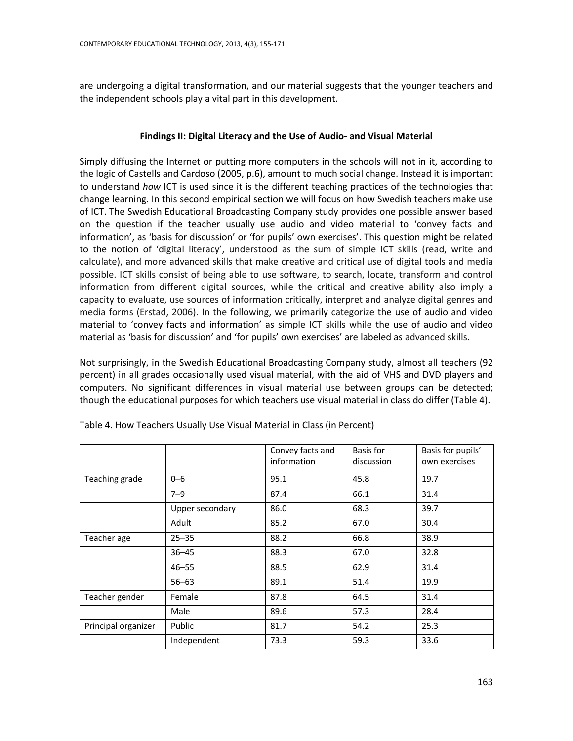are undergoing a digital transformation, and our material suggests that the younger teachers and the independent schools play a vital part in this development.

### Findings II: Digital Literacy and the Use of Audio- and Visual Material

Simply diffusing the Internet or putting more computers in the schools will not in it, according to the logic of Castells and Cardoso (2005, p.6), amount to much social change. Instead it is important to understand *how* ICT is used since it is the different teaching practices of the technologies that change learning. In this second empirical section we will focus on how Swedish teachers make use of ICT. The Swedish Educational Broadcasting Company study provides one possible answer based on the question if the teacher usually use audio and video material to 'convey facts and information', as 'basis for discussion' or 'for pupils' own exercises'. This question might be related to the notion of 'digital literacy', understood as the sum of simple ICT skills (read, write and calculate), and more advanced skills that make creative and critical use of digital tools and media possible. ICT skills consist of being able to use software, to search, locate, transform and control information from different digital sources, while the critical and creative ability also imply a capacity to evaluate, use sources of information critically, interpret and analyze digital genres and media forms (Erstad, 2006). In the following, we primarily categorize the use of audio and video material to 'convey facts and information' as simple ICT skills while the use of audio and video material as 'basis for discussion' and 'for pupils' own exercises' are labeled as advanced skills.

Not surprisingly, in the Swedish Educational Broadcasting Company study, almost all teachers (92 percent) in all grades occasionally used visual material, with the aid of VHS and DVD players and computers. No significant differences in visual material use between groups can be detected; though the educational purposes for which teachers use visual material in class do differ (Table 4).

Table 4. How Teachers Usually Use Visual Material in Class (in Percent)

| | | Convey facts and information | Basis for discussion | Basis for pupils' own exercises |
|---|---|---|---|---|
| Teaching grade | 0–6 | 95.1 | 45.8 | 19.7 |
| | 7–9 | 87.4 | 66.1 | 31.4 |
| | Upper secondary | 86.0 | 68.3 | 39.7 |
| | Adult | 85.2 | 67.0 | 30.4 |
| Teacher age | 25–35 | 88.2 | 66.8 | 38.9 |
| | 36–45 | 88.3 | 67.0 | 32.8 |
| | 46–55 | 88.5 | 62.9 | 31.4 |
| | 56–63 | 89.1 | 51.4 | 19.9 |
| Teacher gender | Female | 87.8 | 64.5 | 31.4 |
| | Male | 89.6 | 57.3 | 28.4 |
| Principal organizer | Public | 81.7 | 54.2 | 25.3 |
| | Independent | 73.3 | 59.3 | 33.6 |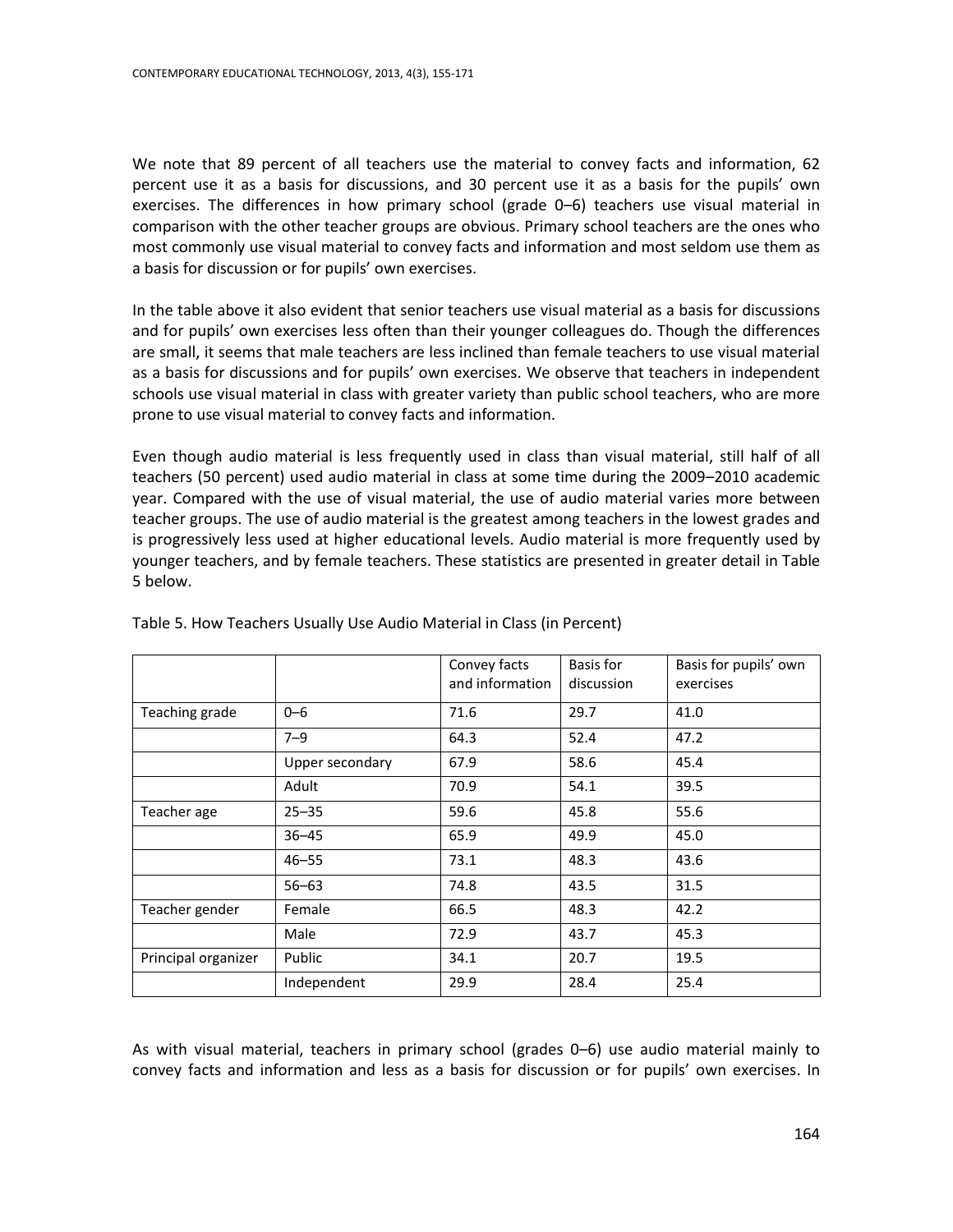We note that 89 percent of all teachers use the material to convey facts and information, 62 percent use it as a basis for discussions, and 30 percent use it as a basis for the pupils' own exercises. The differences in how primary school (grade 0–6) teachers use visual material in comparison with the other teacher groups are obvious. Primary school teachers are the ones who most commonly use visual material to convey facts and information and most seldom use them as a basis for discussion or for pupils' own exercises.

In the table above it also evident that senior teachers use visual material as a basis for discussions and for pupils' own exercises less often than their younger colleagues do. Though the differences are small, it seems that male teachers are less inclined than female teachers to use visual material as a basis for discussions and for pupils' own exercises. We observe that teachers in independent schools use visual material in class with greater variety than public school teachers, who are more prone to use visual material to convey facts and information.

Even though audio material is less frequently used in class than visual material, still half of all teachers (50 percent) used audio material in class at some time during the 2009–2010 academic year. Compared with the use of visual material, the use of audio material varies more between teacher groups. The use of audio material is the greatest among teachers in the lowest grades and is progressively less used at higher educational levels. Audio material is more frequently used by younger teachers, and by female teachers. These statistics are presented in greater detail in Table 5 below.

Table 5. How Teachers Usually Use Audio Material in Class (in Percent)

| | | Convey facts and information | Basis for discussion | Basis for pupils' own exercises |
|---|---|---|---|---|
| Teaching grade | 0–6 | 71.6 | 29.7 | 41.0 |
| | 7–9 | 64.3 | 52.4 | 47.2 |
| | Upper secondary | 67.9 | 58.6 | 45.4 |
| | Adult | 70.9 | 54.1 | 39.5 |
| Teacher age | 25–35 | 59.6 | 45.8 | 55.6 |
| | 36–45 | 65.9 | 49.9 | 45.0 |
| | 46–55 | 73.1 | 48.3 | 43.6 |
| | 56–63 | 74.8 | 43.5 | 31.5 |
| Teacher gender | Female | 66.5 | 48.3 | 42.2 |
| | Male | 72.9 | 43.7 | 45.3 |
| Principal organizer | Public | 34.1 | 20.7 | 19.5 |
| | Independent | 29.9 | 28.4 | 25.4 |

As with visual material, teachers in primary school (grades 0–6) use audio material mainly to convey facts and information and less as a basis for discussion or for pupils' own exercises. In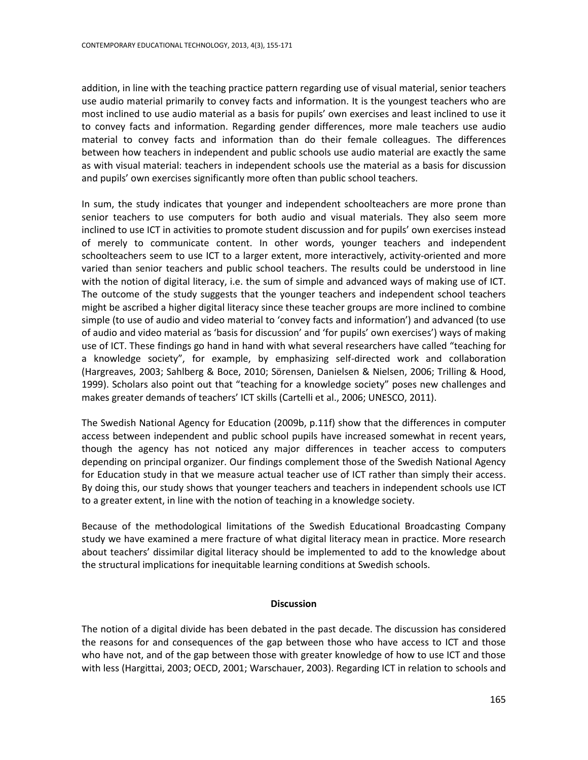addition, in line with the teaching practice pattern regarding use of visual material, senior teachers use audio material primarily to convey facts and information. It is the youngest teachers who are most inclined to use audio material as a basis for pupils' own exercises and least inclined to use it to convey facts and information. Regarding gender differences, more male teachers use audio material to convey facts and information than do their female colleagues. The differences between how teachers in independent and public schools use audio material are exactly the same as with visual material: teachers in independent schools use the material as a basis for discussion and pupils' own exercises significantly more often than public school teachers.

In sum, the study indicates that younger and independent schoolteachers are more prone than senior teachers to use computers for both audio and visual materials. They also seem more inclined to use ICT in activities to promote student discussion and for pupils' own exercises instead of merely to communicate content. In other words, younger teachers and independent schoolteachers seem to use ICT to a larger extent, more interactively, activity-oriented and more varied than senior teachers and public school teachers. The results could be understood in line with the notion of digital literacy, i.e. the sum of simple and advanced ways of making use of ICT. The outcome of the study suggests that the younger teachers and independent school teachers might be ascribed a higher digital literacy since these teacher groups are more inclined to combine simple (to use of audio and video material to 'convey facts and information') and advanced (to use of audio and video material as 'basis for discussion' and 'for pupils' own exercises') ways of making use of ICT. These findings go hand in hand with what several researchers have called "teaching for a knowledge society", for example, by emphasizing self-directed work and collaboration (Hargreaves, 2003; Sahlberg & Boce, 2010; Sörensen, Danielsen & Nielsen, 2006; Trilling & Hood, 1999). Scholars also point out that "teaching for a knowledge society" poses new challenges and makes greater demands of teachers' ICT skills (Cartelli et al., 2006; UNESCO, 2011).

The Swedish National Agency for Education (2009b, p.11f) show that the differences in computer access between independent and public school pupils have increased somewhat in recent years, though the agency has not noticed any major differences in teacher access to computers depending on principal organizer. Our findings complement those of the Swedish National Agency for Education study in that we measure actual teacher use of ICT rather than simply their access. By doing this, our study shows that younger teachers and teachers in independent schools use ICT to a greater extent, in line with the notion of teaching in a knowledge society.

Because of the methodological limitations of the Swedish Educational Broadcasting Company study we have examined a mere fracture of what digital literacy mean in practice. More research about teachers' dissimilar digital literacy should be implemented to add to the knowledge about the structural implications for inequitable learning conditions at Swedish schools.

## Discussion

The notion of a digital divide has been debated in the past decade. The discussion has considered the reasons for and consequences of the gap between those who have access to ICT and those who have not, and of the gap between those with greater knowledge of how to use ICT and those with less (Hargittai, 2003; OECD, 2001; Warschauer, 2003). Regarding ICT in relation to schools and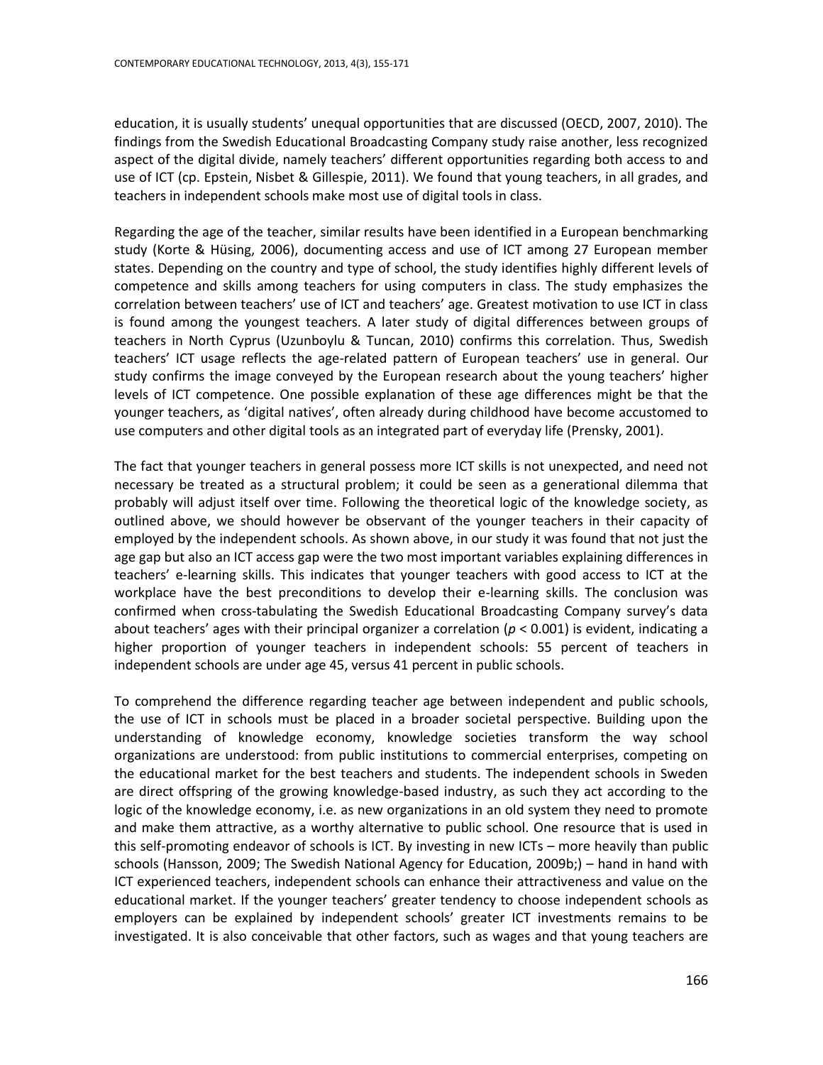education, it is usually students' unequal opportunities that are discussed (OECD, 2007, 2010). The findings from the Swedish Educational Broadcasting Company study raise another, less recognized aspect of the digital divide, namely teachers' different opportunities regarding both access to and use of ICT (cp. Epstein, Nisbet & Gillespie, 2011). We found that young teachers, in all grades, and teachers in independent schools make most use of digital tools in class.

Regarding the age of the teacher, similar results have been identified in a European benchmarking study (Korte & Hüsing, 2006), documenting access and use of ICT among 27 European member states. Depending on the country and type of school, the study identifies highly different levels of competence and skills among teachers for using computers in class. The study emphasizes the correlation between teachers' use of ICT and teachers' age. Greatest motivation to use ICT in class is found among the youngest teachers. A later study of digital differences between groups of teachers in North Cyprus (Uzunboylu & Tuncan, 2010) confirms this correlation. Thus, Swedish teachers' ICT usage reflects the age-related pattern of European teachers' use in general. Our study confirms the image conveyed by the European research about the young teachers' higher levels of ICT competence. One possible explanation of these age differences might be that the younger teachers, as 'digital natives', often already during childhood have become accustomed to use computers and other digital tools as an integrated part of everyday life (Prensky, 2001).

The fact that younger teachers in general possess more ICT skills is not unexpected, and need not necessary be treated as a structural problem; it could be seen as a generational dilemma that probably will adjust itself over time. Following the theoretical logic of the knowledge society, as outlined above, we should however be observant of the younger teachers in their capacity of employed by the independent schools. As shown above, in our study it was found that not just the age gap but also an ICT access gap were the two most important variables explaining differences in teachers' e-learning skills. This indicates that younger teachers with good access to ICT at the workplace have the best preconditions to develop their e-learning skills. The conclusion was confirmed when cross-tabulating the Swedish Educational Broadcasting Company survey's data about teachers' ages with their principal organizer a correlation ($p < 0.001$) is evident, indicating a higher proportion of younger teachers in independent schools: 55 percent of teachers in independent schools are under age 45, versus 41 percent in public schools.

To comprehend the difference regarding teacher age between independent and public schools, the use of ICT in schools must be placed in a broader societal perspective. Building upon the understanding of knowledge economy, knowledge societies transform the way school organizations are understood: from public institutions to commercial enterprises, competing on the educational market for the best teachers and students. The independent schools in Sweden are direct offspring of the growing knowledge-based industry, as such they act according to the logic of the knowledge economy, i.e. as new organizations in an old system they need to promote and make them attractive, as a worthy alternative to public school. One resource that is used in this self-promoting endeavor of schools is ICT. By investing in new ICTs – more heavily than public schools (Hansson, 2009; The Swedish National Agency for Education, 2009b;) – hand in hand with ICT experienced teachers, independent schools can enhance their attractiveness and value on the educational market. If the younger teachers' greater tendency to choose independent schools as employers can be explained by independent schools' greater ICT investments remains to be investigated. It is also conceivable that other factors, such as wages and that young teachers are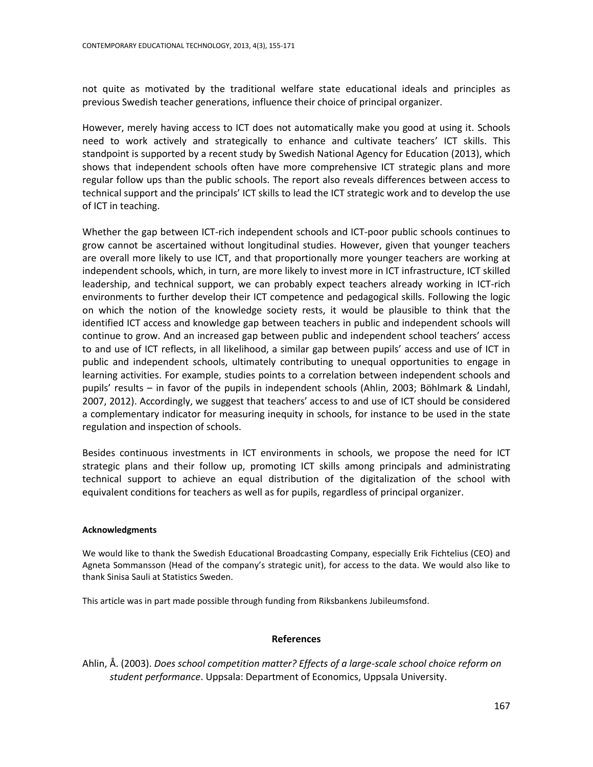not quite as motivated by the traditional welfare state educational ideals and principles as previous Swedish teacher generations, influence their choice of principal organizer.

However, merely having access to ICT does not automatically make you good at using it. Schools need to work actively and strategically to enhance and cultivate teachers' ICT skills. This standpoint is supported by a recent study by Swedish National Agency for Education (2013), which shows that independent schools often have more comprehensive ICT strategic plans and more regular follow ups than the public schools. The report also reveals differences between access to technical support and the principals' ICT skills to lead the ICT strategic work and to develop the use of ICT in teaching.

Whether the gap between ICT-rich independent schools and ICT-poor public schools continues to grow cannot be ascertained without longitudinal studies. However, given that younger teachers are overall more likely to use ICT, and that proportionally more younger teachers are working at independent schools, which, in turn, are more likely to invest more in ICT infrastructure, ICT skilled leadership, and technical support, we can probably expect teachers already working in ICT-rich environments to further develop their ICT competence and pedagogical skills. Following the logic on which the notion of the knowledge society rests, it would be plausible to think that the identified ICT access and knowledge gap between teachers in public and independent schools will continue to grow. And an increased gap between public and independent school teachers' access to and use of ICT reflects, in all likelihood, a similar gap between pupils' access and use of ICT in public and independent schools, ultimately contributing to unequal opportunities to engage in learning activities. For example, studies points to a correlation between independent schools and pupils' results – in favor of the pupils in independent schools (Ahlin, 2003; Böhlmark & Lindahl, 2007, 2012). Accordingly, we suggest that teachers' access to and use of ICT should be considered a complementary indicator for measuring inequity in schools, for instance to be used in the state regulation and inspection of schools.

Besides continuous investments in ICT environments in schools, we propose the need for ICT strategic plans and their follow up, promoting ICT skills among principals and administrating technical support to achieve an equal distribution of the digitalization of the school with equivalent conditions for teachers as well as for pupils, regardless of principal organizer.

#### Acknowledgments

We would like to thank the Swedish Educational Broadcasting Company, especially Erik Fichtelius (CEO) and Agneta Sommansson (Head of the company's strategic unit), for access to the data. We would also like to thank Sinisa Sauli at Statistics Sweden.

This article was in part made possible through funding from Riksbankens Jubileumsfond.

## References

Ahlin, Å. (2003). *Does school competition matter? Effects of a large-scale school choice reform on student performance*. Uppsala: Department of Economics, Uppsala University.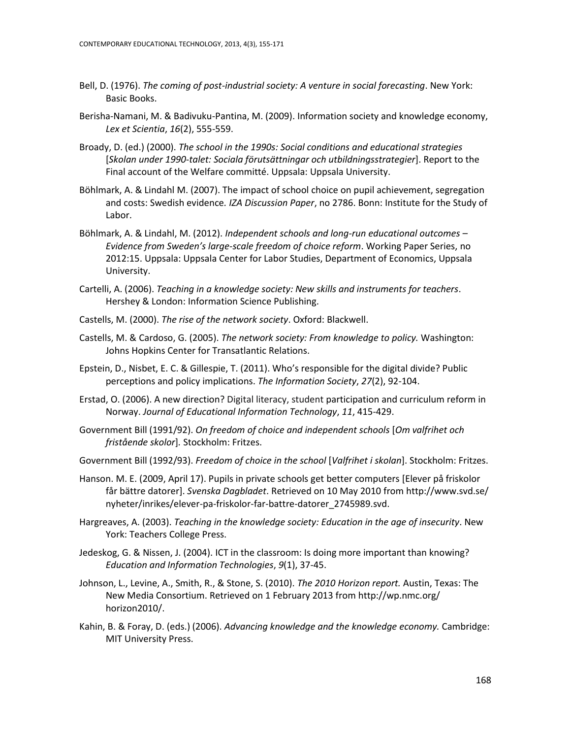Bell, D. (1976). *The coming of post-industrial society: A venture in social forecasting*. New York: Basic Books.

Berisha-Namani, M. & Badivuku-Pantina, M. (2009). Information society and knowledge economy, *Lex et Scientia*, *16*(2), 555-559.

Broady, D. (ed.) (2000). *The school in the 1990s: Social conditions and educational strategies* [*Skolan under 1990-talet: Sociala förutsättningar och utbildningsstrategier*]. Report to the Final account of the Welfare committé. Uppsala: Uppsala University.

Böhlmark, A. & Lindahl M. (2007). The impact of school choice on pupil achievement, segregation and costs: Swedish evidence. *IZA Discussion Paper*, no 2786. Bonn: Institute for the Study of Labor.

Böhlmark, A. & Lindahl, M. (2012). *Independent schools and long-run educational outcomes – Evidence from Sweden's large-scale freedom of choice reform*. Working Paper Series, no 2012:15. Uppsala: Uppsala Center for Labor Studies, Department of Economics, Uppsala University.

Cartelli, A. (2006). *Teaching in a knowledge society: New skills and instruments for teachers*. Hershey & London: Information Science Publishing.

Castells, M. (2000). *The rise of the network society*. Oxford: Blackwell.

Castells, M. & Cardoso, G. (2005). *The network society: From knowledge to policy.* Washington: Johns Hopkins Center for Transatlantic Relations.

Epstein, D., Nisbet, E. C. & Gillespie, T. (2011). Who's responsible for the digital divide? Public perceptions and policy implications. *The Information Society*, *27*(2), 92-104.

Erstad, O. (2006). A new direction? Digital literacy, student participation and curriculum reform in Norway. *Journal of Educational Information Technology*, *11*, 415-429.

Government Bill (1991/92). *On freedom of choice and independent schools* [*Om valfrihet och fristående skolor*]*.* Stockholm: Fritzes.

Government Bill (1992/93). *Freedom of choice in the school* [*Valfrihet i skolan*]. Stockholm: Fritzes.

Hanson. M. E. (2009, April 17). Pupils in private schools get better computers [Elever på friskolor får bättre datorer]. *Svenska Dagbladet*. Retrieved on 10 May 2010 from http://www.svd.se/nyheter/inrikes/elever-pa-friskolor-far-battre-datorer_2745989.svd.

Hargreaves, A. (2003). *Teaching in the knowledge society: Education in the age of insecurity*. New York: Teachers College Press.

Jedeskog, G. & Nissen, J. (2004). ICT in the classroom: Is doing more important than knowing? *Education and Information Technologies*, *9*(1), 37-45.

Johnson, L., Levine, A., Smith, R., & Stone, S. (2010). *The 2010 Horizon report.* Austin, Texas: The New Media Consortium. Retrieved on 1 February 2013 from http://wp.nmc.org/horizon2010/.

Kahin, B. & Foray, D. (eds.) (2006). *Advancing knowledge and the knowledge economy.* Cambridge: MIT University Press.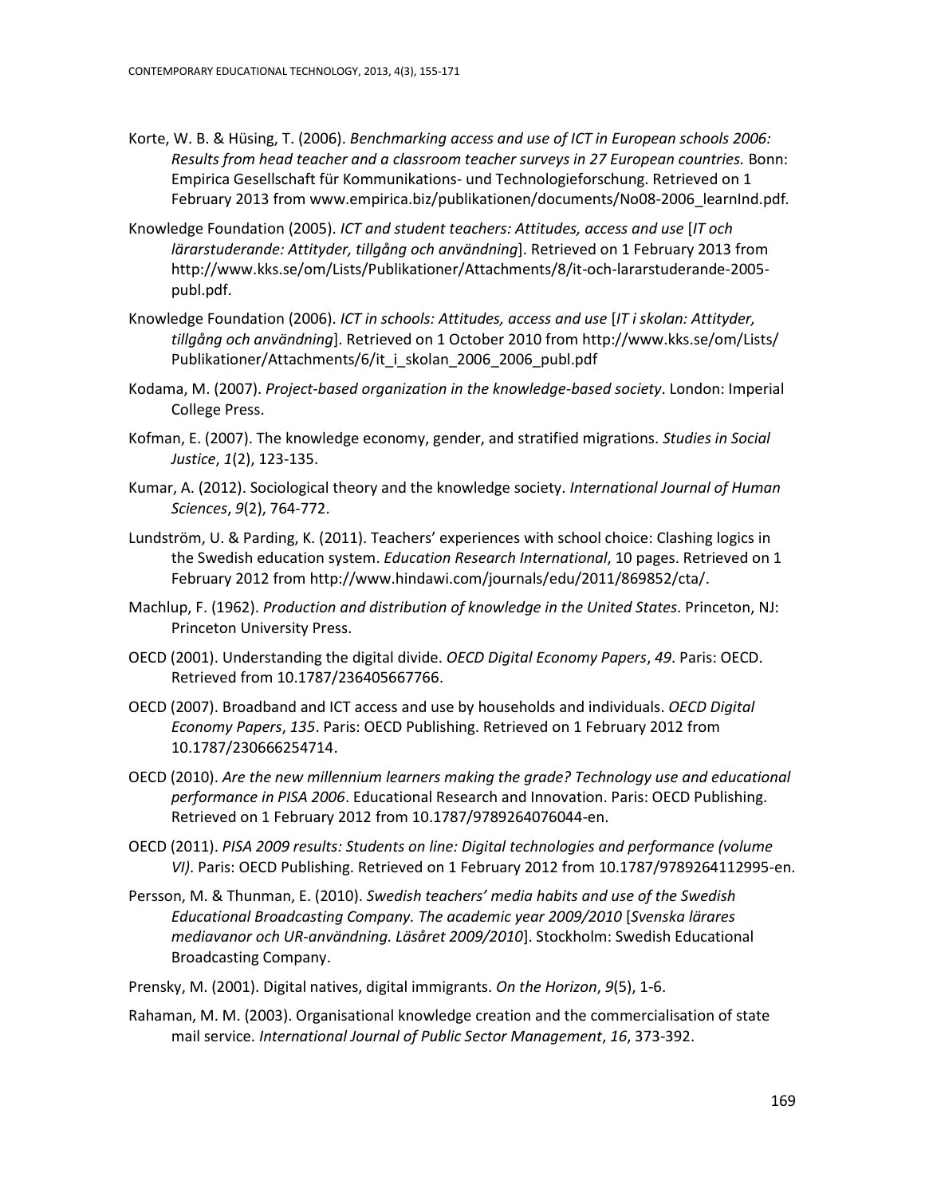Korte, W. B. & Hüsing, T. (2006). *Benchmarking access and use of ICT in European schools 2006: Results from head teacher and a classroom teacher surveys in 27 European countries.* Bonn: Empirica Gesellschaft für Kommunikations- und Technologieforschung. Retrieved on 1 February 2013 from www.empirica.biz/publikationen/documents/No08-2006_learnInd.pdf.

Knowledge Foundation (2005). *ICT and student teachers: Attitudes, access and use* [*IT och lärarstuderande: Attityder, tillgång och användning*]. Retrieved on 1 February 2013 from http://www.kks.se/om/Lists/Publikationer/Attachments/8/it-och-lararstuderande-2005-publ.pdf.

Knowledge Foundation (2006). *ICT in schools: Attitudes, access and use* [*IT i skolan: Attityder, tillgång och användning*]. Retrieved on 1 October 2010 from http://www.kks.se/om/Lists/Publikationer/Attachments/6/it_i_skolan_2006_2006_publ.pdf

Kodama, M. (2007). *Project-based organization in the knowledge-based society*. London: Imperial College Press.

Kofman, E. (2007). The knowledge economy, gender, and stratified migrations. *Studies in Social Justice*, *1*(2), 123-135.

Kumar, A. (2012). Sociological theory and the knowledge society. *International Journal of Human Sciences*, *9*(2), 764-772.

Lundström, U. & Parding, K. (2011). Teachers' experiences with school choice: Clashing logics in the Swedish education system. *Education Research International*, 10 pages. Retrieved on 1 February 2012 from http://www.hindawi.com/journals/edu/2011/869852/cta/.

Machlup, F. (1962). *Production and distribution of knowledge in the United States*. Princeton, NJ: Princeton University Press.

OECD (2001). Understanding the digital divide. *OECD Digital Economy Papers*, *49*. Paris: OECD. Retrieved from 10.1787/236405667766.

OECD (2007). Broadband and ICT access and use by households and individuals. *OECD Digital Economy Papers*, *135*. Paris: OECD Publishing. Retrieved on 1 February 2012 from 10.1787/230666254714.

OECD (2010). *Are the new millennium learners making the grade? Technology use and educational performance in PISA 2006*. Educational Research and Innovation. Paris: OECD Publishing. Retrieved on 1 February 2012 from 10.1787/9789264076044-en.

OECD (2011). *PISA 2009 results: Students on line: Digital technologies and performance (volume VI).* Paris: OECD Publishing. Retrieved on 1 February 2012 from 10.1787/9789264112995-en.

Persson, M. & Thunman, E. (2010). *Swedish teachers' media habits and use of the Swedish Educational Broadcasting Company. The academic year 2009/2010* [*Svenska lärares mediavanor och UR-användning. Läsåret 2009/2010*]. Stockholm: Swedish Educational Broadcasting Company.

Prensky, M. (2001). Digital natives, digital immigrants. *On the Horizon*, *9*(5), 1-6.

Rahaman, M. M. (2003). Organisational knowledge creation and the commercialisation of state mail service. *International Journal of Public Sector Management*, *16*, 373-392.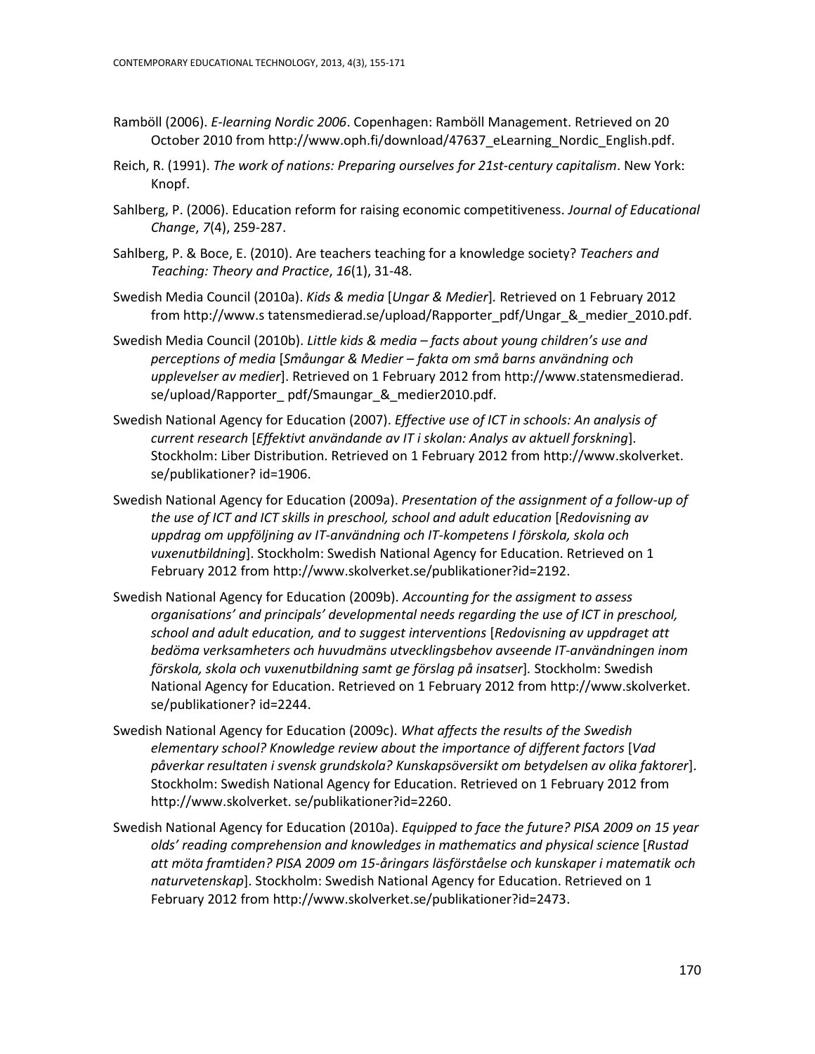Ramböll (2006). *E-learning Nordic 2006*. Copenhagen: Ramböll Management. Retrieved on 20 October 2010 from http://www.oph.fi/download/47637_eLearning_Nordic_English.pdf.

Reich, R. (1991). *The work of nations: Preparing ourselves for 21st-century capitalism*. New York: Knopf.

Sahlberg, P. (2006). Education reform for raising economic competitiveness. *Journal of Educational Change*, *7*(4), 259-287.

Sahlberg, P. & Boce, E. (2010). Are teachers teaching for a knowledge society? *Teachers and Teaching: Theory and Practice*, *16*(1), 31-48.

Swedish Media Council (2010a). *Kids & media* [*Ungar & Medier*]. Retrieved on 1 February 2012 from http://www.s tatensmedierad.se/upload/Rapporter_pdf/Ungar_&_medier_2010.pdf.

Swedish Media Council (2010b). *Little kids & media – facts about young children's use and perceptions of media* [*Småungar & Medier – fakta om små barns användning och upplevelser av medier*]. Retrieved on 1 February 2012 from http://www.statensmedierad. se/upload/Rapporter_ pdf/Smaungar_&_medier2010.pdf.

Swedish National Agency for Education (2007). *Effective use of ICT in schools: An analysis of current research* [*Effektivt användande av IT i skolan: Analys av aktuell forskning*]. Stockholm: Liber Distribution. Retrieved on 1 February 2012 from http://www.skolverket. se/publikationer? id=1906.

Swedish National Agency for Education (2009a). *Presentation of the assignment of a follow-up of the use of ICT and ICT skills in preschool, school and adult education* [*Redovisning av uppdrag om uppföljning av IT-användning och IT-kompetens I förskola, skola och vuxenutbildning*]. Stockholm: Swedish National Agency for Education. Retrieved on 1 February 2012 from http://www.skolverket.se/publikationer?id=2192.

Swedish National Agency for Education (2009b). *Accounting for the assigment to assess organisations' and principals' developmental needs regarding the use of ICT in preschool, school and adult education, and to suggest interventions* [*Redovisning av uppdraget att bedöma verksamheters och huvudmäns utvecklingsbehov avseende IT-användningen inom förskola, skola och vuxenutbildning samt ge förslag på insatser*]. Stockholm: Swedish National Agency for Education. Retrieved on 1 February 2012 from http://www.skolverket. se/publikationer? id=2244.

Swedish National Agency for Education (2009c). *What affects the results of the Swedish elementary school? Knowledge review about the importance of different factors* [*Vad påverkar resultaten i svensk grundskola? Kunskapsöversikt om betydelsen av olika faktorer*]. Stockholm: Swedish National Agency for Education. Retrieved on 1 February 2012 from http://www.skolverket. se/publikationer?id=2260.

Swedish National Agency for Education (2010a). *Equipped to face the future? PISA 2009 on 15 year olds' reading comprehension and knowledges in mathematics and physical science* [*Rustad att möta framtiden? PISA 2009 om 15-åringars läsförståelse och kunskaper i matematik och naturvetenskap*]. Stockholm: Swedish National Agency for Education. Retrieved on 1 February 2012 from http://www.skolverket.se/publikationer?id=2473.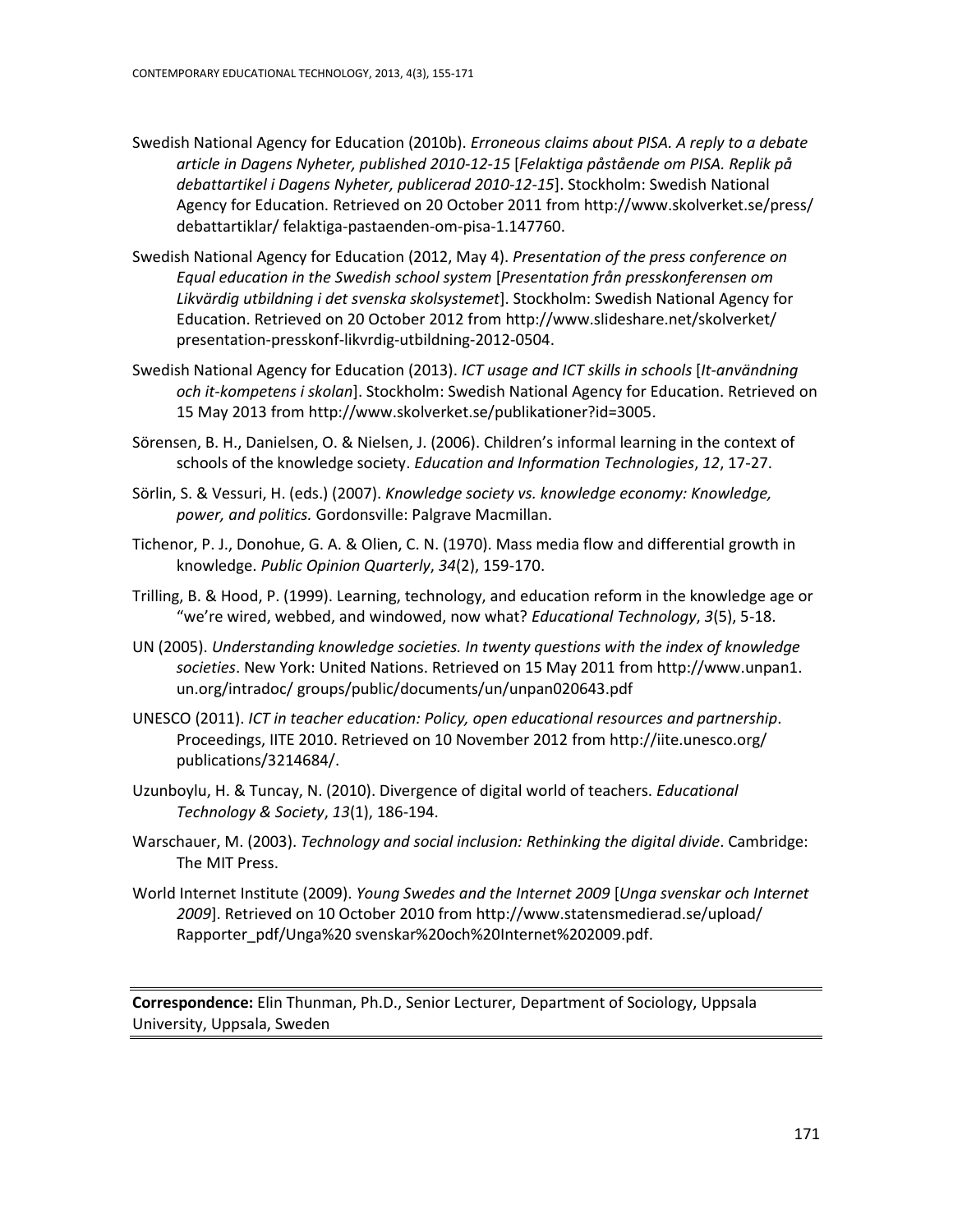Swedish National Agency for Education (2010b). *Erroneous claims about PISA. A reply to a debate article in Dagens Nyheter, published 2010-12-15* [*Felaktiga påstående om PISA. Replik på debattartikel i Dagens Nyheter, publicerad 2010-12-15*]. Stockholm: Swedish National Agency for Education. Retrieved on 20 October 2011 from http://www.skolverket.se/press/ debattartiklar/ felaktiga-pastaenden-om-pisa-1.147760.

Swedish National Agency for Education (2012, May 4). *Presentation of the press conference on Equal education in the Swedish school system* [*Presentation från presskonferensen om Likvärdig utbildning i det svenska skolsystemet*]. Stockholm: Swedish National Agency for Education. Retrieved on 20 October 2012 from http://www.slideshare.net/skolverket/ presentation-presskonf-likvrdig-utbildning-2012-0504.

Swedish National Agency for Education (2013). *ICT usage and ICT skills in schools* [*It-användning och it-kompetens i skolan*]. Stockholm: Swedish National Agency for Education. Retrieved on 15 May 2013 from http://www.skolverket.se/publikationer?id=3005.

Sörensen, B. H., Danielsen, O. & Nielsen, J. (2006). Children's informal learning in the context of schools of the knowledge society. *Education and Information Technologies*, *12*, 17-27.

Sörlin, S. & Vessuri, H. (eds.) (2007). *Knowledge society vs. knowledge economy: Knowledge, power, and politics.* Gordonsville: Palgrave Macmillan.

Tichenor, P. J., Donohue, G. A. & Olien, C. N. (1970). Mass media flow and differential growth in knowledge. *Public Opinion Quarterly*, *34*(2), 159-170.

Trilling, B. & Hood, P. (1999). Learning, technology, and education reform in the knowledge age or "we're wired, webbed, and windowed, now what? *Educational Technology*, *3*(5), 5-18.

UN (2005). *Understanding knowledge societies. In twenty questions with the index of knowledge societies*. New York: United Nations. Retrieved on 15 May 2011 from http://www.unpan1. un.org/intradoc/ groups/public/documents/un/unpan020643.pdf

UNESCO (2011). *ICT in teacher education: Policy, open educational resources and partnership*. Proceedings, IITE 2010. Retrieved on 10 November 2012 from http://iite.unesco.org/ publications/3214684/.

Uzunboylu, H. & Tuncay, N. (2010). Divergence of digital world of teachers. *Educational Technology & Society*, *13*(1), 186-194.

Warschauer, M. (2003). *Technology and social inclusion: Rethinking the digital divide*. Cambridge: The MIT Press.

World Internet Institute (2009). *Young Swedes and the Internet 2009* [*Unga svenskar och Internet 2009*]. Retrieved on 10 October 2010 from http://www.statensmedierad.se/upload/ Rapporter_pdf/Unga%20 svenskar%20och%20Internet%202009.pdf.

---

**Correspondence:** Elin Thunman, Ph.D., Senior Lecturer, Department of Sociology, Uppsala University, Uppsala, Sweden

---